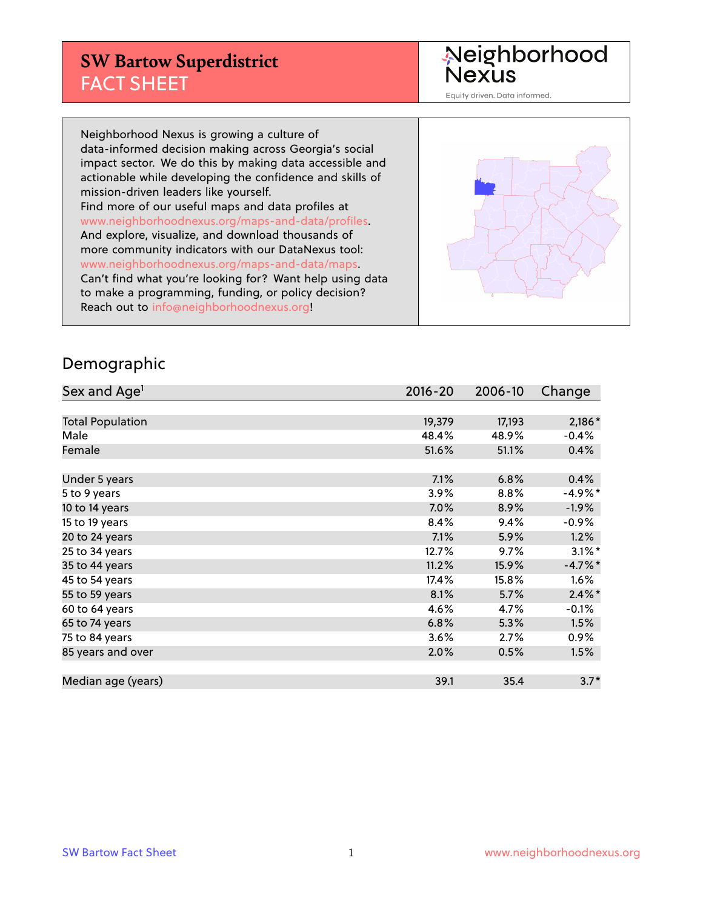# SW Bartow Superdistrict
## FACT SHEET

Neighborhood Nexus
Equity driven. Data informed.

Neighborhood Nexus is growing a culture of data-informed decision making across Georgia's social impact sector. We do this by making data accessible and actionable while developing the confidence and skills of mission-driven leaders like yourself.
Find more of our useful maps and data profiles at www.neighborhoodnexus.org/maps-and-data/profiles.
And explore, visualize, and download thousands of more community indicators with our DataNexus tool: www.neighborhoodnexus.org/maps-and-data/maps.
Can't find what you're looking for? Want help using data to make a programming, funding, or policy decision? Reach out to info@neighborhoodnexus.org!

## Demographic

| Sex and Age[1] | 2016-20 | 2006-10 | Change |
|---|---|---|---|
| Total Population | 19,379 | 17,193 | 2,186* |
| Male | 48.4% | 48.9% | -0.4% |
| Female | 51.6% | 51.1% | 0.4% |
| | | | |
| Under 5 years | 7.1% | 6.8% | 0.4% |
| 5 to 9 years | 3.9% | 8.8% | -4.9%* |
| 10 to 14 years | 7.0% | 8.9% | -1.9% |
| 15 to 19 years | 8.4% | 9.4% | -0.9% |
| 20 to 24 years | 7.1% | 5.9% | 1.2% |
| 25 to 34 years | 12.7% | 9.7% | 3.1%* |
| 35 to 44 years | 11.2% | 15.9% | -4.7%* |
| 45 to 54 years | 17.4% | 15.8% | 1.6% |
| 55 to 59 years | 8.1% | 5.7% | 2.4%* |
| 60 to 64 years | 4.6% | 4.7% | -0.1% |
| 65 to 74 years | 6.8% | 5.3% | 1.5% |
| 75 to 84 years | 3.6% | 2.7% | 0.9% |
| 85 years and over | 2.0% | 0.5% | 1.5% |
| | | | |
| Median age (years) | 39.1 | 35.4 | 3.7* |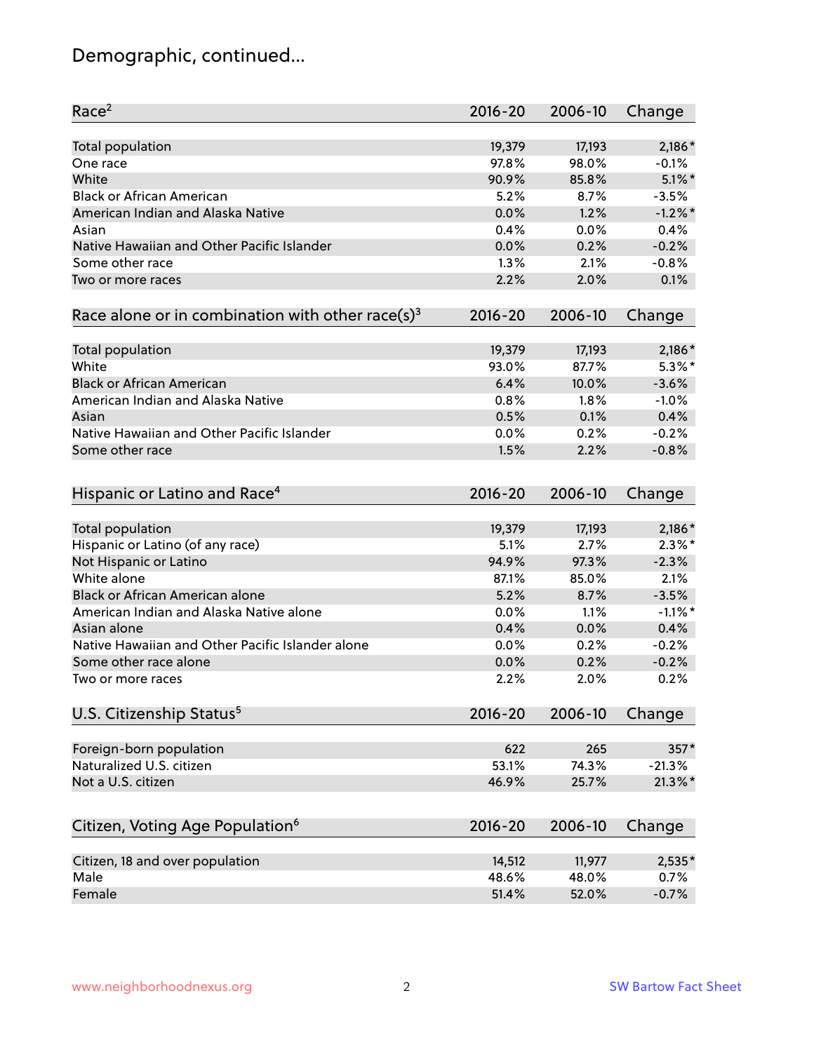# Demographic, continued...

| Race[2] | 2016-20 | 2006-10 | Change |
|---|---|---|---|
| Total population | 19,379 | 17,193 | 2,186* |
| One race | 97.8% | 98.0% | -0.1% |
| White | 90.9% | 85.8% | 5.1%* |
| Black or African American | 5.2% | 8.7% | -3.5% |
| American Indian and Alaska Native | 0.0% | 1.2% | -1.2%* |
| Asian | 0.4% | 0.0% | 0.4% |
| Native Hawaiian and Other Pacific Islander | 0.0% | 0.2% | -0.2% |
| Some other race | 1.3% | 2.1% | -0.8% |
| Two or more races | 2.2% | 2.0% | 0.1% |

| Race alone or in combination with other race(s)[3] | 2016-20 | 2006-10 | Change |
|---|---|---|---|
| Total population | 19,379 | 17,193 | 2,186* |
| White | 93.0% | 87.7% | 5.3%* |
| Black or African American | 6.4% | 10.0% | -3.6% |
| American Indian and Alaska Native | 0.8% | 1.8% | -1.0% |
| Asian | 0.5% | 0.1% | 0.4% |
| Native Hawaiian and Other Pacific Islander | 0.0% | 0.2% | -0.2% |
| Some other race | 1.5% | 2.2% | -0.8% |

| Hispanic or Latino and Race[4] | 2016-20 | 2006-10 | Change |
|---|---|---|---|
| Total population | 19,379 | 17,193 | 2,186* |
| Hispanic or Latino (of any race) | 5.1% | 2.7% | 2.3%* |
| Not Hispanic or Latino | 94.9% | 97.3% | -2.3% |
| White alone | 87.1% | 85.0% | 2.1% |
| Black or African American alone | 5.2% | 8.7% | -3.5% |
| American Indian and Alaska Native alone | 0.0% | 1.1% | -1.1%* |
| Asian alone | 0.4% | 0.0% | 0.4% |
| Native Hawaiian and Other Pacific Islander alone | 0.0% | 0.2% | -0.2% |
| Some other race alone | 0.0% | 0.2% | -0.2% |
| Two or more races | 2.2% | 2.0% | 0.2% |

| U.S. Citizenship Status[5] | 2016-20 | 2006-10 | Change |
|---|---|---|---|
| Foreign-born population | 622 | 265 | 357* |
| Naturalized U.S. citizen | 53.1% | 74.3% | -21.3% |
| Not a U.S. citizen | 46.9% | 25.7% | 21.3%* |

| Citizen, Voting Age Population[6] | 2016-20 | 2006-10 | Change |
|---|---|---|---|
| Citizen, 18 and over population | 14,512 | 11,977 | 2,535* |
| Male | 48.6% | 48.0% | 0.7% |
| Female | 51.4% | 52.0% | -0.7% |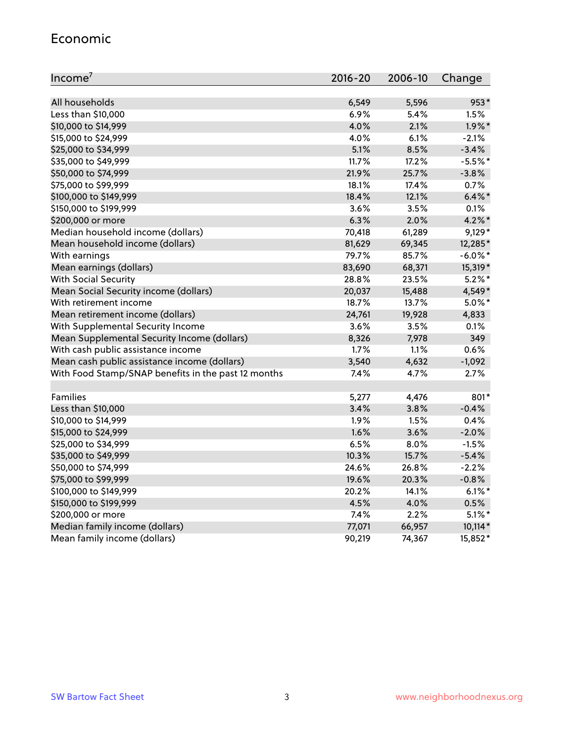## Economic

| Income[7] | 2016-20 | 2006-10 | Change |
|---|---|---|---|
| All households | 6,549 | 5,596 | 953* |
| Less than $10,000 | 6.9% | 5.4% | 1.5% |
| $10,000 to $14,999 | 4.0% | 2.1% | 1.9%* |
| $15,000 to $24,999 | 4.0% | 6.1% | -2.1% |
| $25,000 to $34,999 | 5.1% | 8.5% | -3.4% |
| $35,000 to $49,999 | 11.7% | 17.2% | -5.5%* |
| $50,000 to $74,999 | 21.9% | 25.7% | -3.8% |
| $75,000 to $99,999 | 18.1% | 17.4% | 0.7% |
| $100,000 to $149,999 | 18.4% | 12.1% | 6.4%* |
| $150,000 to $199,999 | 3.6% | 3.5% | 0.1% |
| $200,000 or more | 6.3% | 2.0% | 4.2%* |
| Median household income (dollars) | 70,418 | 61,289 | 9,129* |
| Mean household income (dollars) | 81,629 | 69,345 | 12,285* |
| With earnings | 79.7% | 85.7% | -6.0%* |
| Mean earnings (dollars) | 83,690 | 68,371 | 15,319* |
| With Social Security | 28.8% | 23.5% | 5.2%* |
| Mean Social Security income (dollars) | 20,037 | 15,488 | 4,549* |
| With retirement income | 18.7% | 13.7% | 5.0%* |
| Mean retirement income (dollars) | 24,761 | 19,928 | 4,833 |
| With Supplemental Security Income | 3.6% | 3.5% | 0.1% |
| Mean Supplemental Security Income (dollars) | 8,326 | 7,978 | 349 |
| With cash public assistance income | 1.7% | 1.1% | 0.6% |
| Mean cash public assistance income (dollars) | 3,540 | 4,632 | -1,092 |
| With Food Stamp/SNAP benefits in the past 12 months | 7.4% | 4.7% | 2.7% |
| | | | |
| Families | 5,277 | 4,476 | 801* |
| Less than $10,000 | 3.4% | 3.8% | -0.4% |
| $10,000 to $14,999 | 1.9% | 1.5% | 0.4% |
| $15,000 to $24,999 | 1.6% | 3.6% | -2.0% |
| $25,000 to $34,999 | 6.5% | 8.0% | -1.5% |
| $35,000 to $49,999 | 10.3% | 15.7% | -5.4% |
| $50,000 to $74,999 | 24.6% | 26.8% | -2.2% |
| $75,000 to $99,999 | 19.6% | 20.3% | -0.8% |
| $100,000 to $149,999 | 20.2% | 14.1% | 6.1%* |
| $150,000 to $199,999 | 4.5% | 4.0% | 0.5% |
| $200,000 or more | 7.4% | 2.2% | 5.1%* |
| Median family income (dollars) | 77,071 | 66,957 | 10,114* |
| Mean family income (dollars) | 90,219 | 74,367 | 15,852* |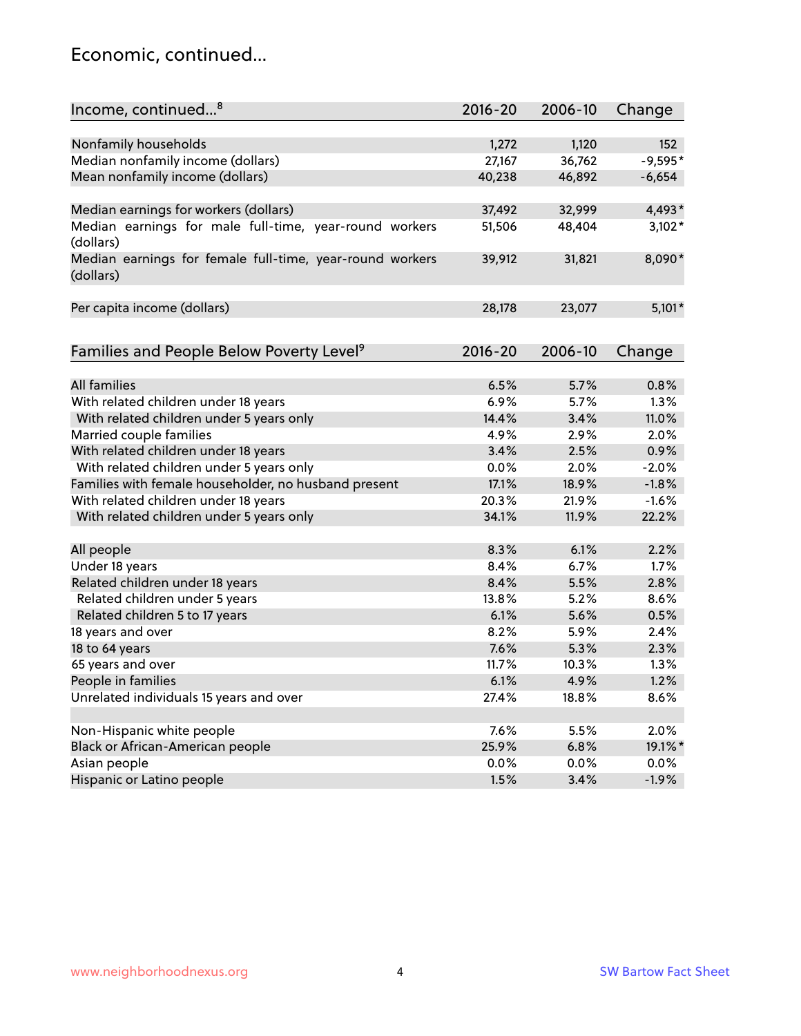## Economic, continued...

| Income, continued...[8] | 2016-20 | 2006-10 | Change |
|---|---|---|---|
| Nonfamily households | 1,272 | 1,120 | 152 |
| Median nonfamily income (dollars) | 27,167 | 36,762 | -9,595* |
| Mean nonfamily income (dollars) | 40,238 | 46,892 | -6,654 |
| Median earnings for workers (dollars) | 37,492 | 32,999 | 4,493* |
| Median earnings for male full-time, year-round workers (dollars) | 51,506 | 48,404 | 3,102* |
| Median earnings for female full-time, year-round workers (dollars) | 39,912 | 31,821 | 8,090* |
| Per capita income (dollars) | 28,178 | 23,077 | 5,101* |

| Families and People Below Poverty Level[9] | 2016-20 | 2006-10 | Change |
|---|---|---|---|
| All families | 6.5% | 5.7% | 0.8% |
| With related children under 18 years | 6.9% | 5.7% | 1.3% |
| With related children under 5 years only | 14.4% | 3.4% | 11.0% |
| Married couple families | 4.9% | 2.9% | 2.0% |
| With related children under 18 years | 3.4% | 2.5% | 0.9% |
| With related children under 5 years only | 0.0% | 2.0% | -2.0% |
| Families with female householder, no husband present | 17.1% | 18.9% | -1.8% |
| With related children under 18 years | 20.3% | 21.9% | -1.6% |
| With related children under 5 years only | 34.1% | 11.9% | 22.2% |
| All people | 8.3% | 6.1% | 2.2% |
| Under 18 years | 8.4% | 6.7% | 1.7% |
| Related children under 18 years | 8.4% | 5.5% | 2.8% |
| Related children under 5 years | 13.8% | 5.2% | 8.6% |
| Related children 5 to 17 years | 6.1% | 5.6% | 0.5% |
| 18 years and over | 8.2% | 5.9% | 2.4% |
| 18 to 64 years | 7.6% | 5.3% | 2.3% |
| 65 years and over | 11.7% | 10.3% | 1.3% |
| People in families | 6.1% | 4.9% | 1.2% |
| Unrelated individuals 15 years and over | 27.4% | 18.8% | 8.6% |
| Non-Hispanic white people | 7.6% | 5.5% | 2.0% |
| Black or African-American people | 25.9% | 6.8% | 19.1%* |
| Asian people | 0.0% | 0.0% | 0.0% |
| Hispanic or Latino people | 1.5% | 3.4% | -1.9% |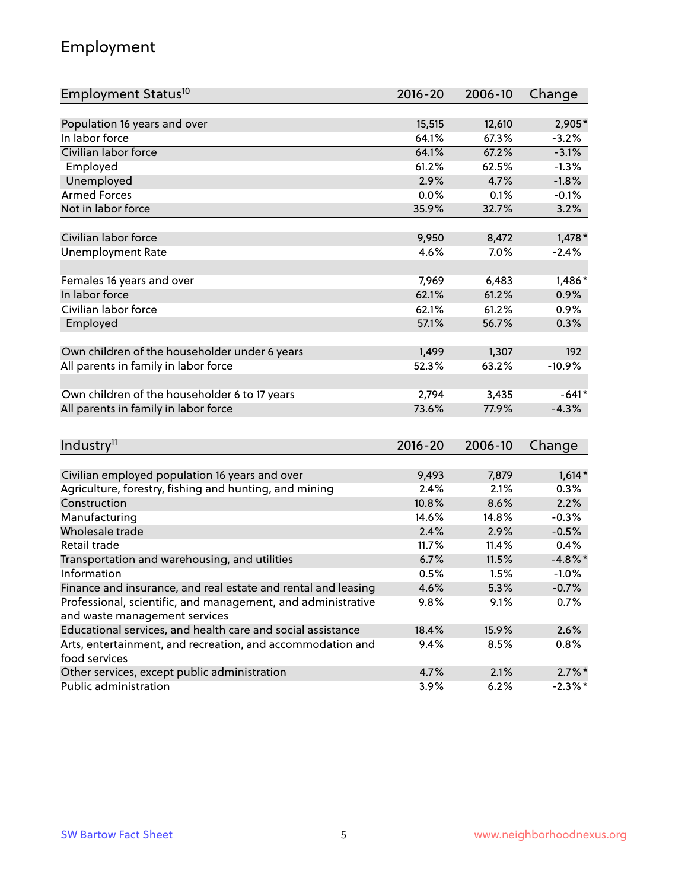# Employment

| Employment Status[10] | 2016-20 | 2006-10 | Change |
|---|---|---|---|
| Population 16 years and over | 15,515 | 12,610 | 2,905* |
| In labor force | 64.1% | 67.3% | -3.2% |
| Civilian labor force | 64.1% | 67.2% | -3.1% |
| Employed | 61.2% | 62.5% | -1.3% |
| Unemployed | 2.9% | 4.7% | -1.8% |
| Armed Forces | 0.0% | 0.1% | -0.1% |
| Not in labor force | 35.9% | 32.7% | 3.2% |
| | | | |
| Civilian labor force | 9,950 | 8,472 | 1,478* |
| Unemployment Rate | 4.6% | 7.0% | -2.4% |
| | | | |
| Females 16 years and over | 7,969 | 6,483 | 1,486* |
| In labor force | 62.1% | 61.2% | 0.9% |
| Civilian labor force | 62.1% | 61.2% | 0.9% |
| Employed | 57.1% | 56.7% | 0.3% |
| | | | |
| Own children of the householder under 6 years | 1,499 | 1,307 | 192 |
| All parents in family in labor force | 52.3% | 63.2% | -10.9% |
| | | | |
| Own children of the householder 6 to 17 years | 2,794 | 3,435 | -641* |
| All parents in family in labor force | 73.6% | 77.9% | -4.3% |

| Industry[11] | 2016-20 | 2006-10 | Change |
|---|---|---|---|
| Civilian employed population 16 years and over | 9,493 | 7,879 | 1,614* |
| Agriculture, forestry, fishing and hunting, and mining | 2.4% | 2.1% | 0.3% |
| Construction | 10.8% | 8.6% | 2.2% |
| Manufacturing | 14.6% | 14.8% | -0.3% |
| Wholesale trade | 2.4% | 2.9% | -0.5% |
| Retail trade | 11.7% | 11.4% | 0.4% |
| Transportation and warehousing, and utilities | 6.7% | 11.5% | -4.8%* |
| Information | 0.5% | 1.5% | -1.0% |
| Finance and insurance, and real estate and rental and leasing | 4.6% | 5.3% | -0.7% |
| Professional, scientific, and management, and administrative and waste management services | 9.8% | 9.1% | 0.7% |
| Educational services, and health care and social assistance | 18.4% | 15.9% | 2.6% |
| Arts, entertainment, and recreation, and accommodation and food services | 9.4% | 8.5% | 0.8% |
| Other services, except public administration | 4.7% | 2.1% | 2.7%* |
| Public administration | 3.9% | 6.2% | -2.3%* |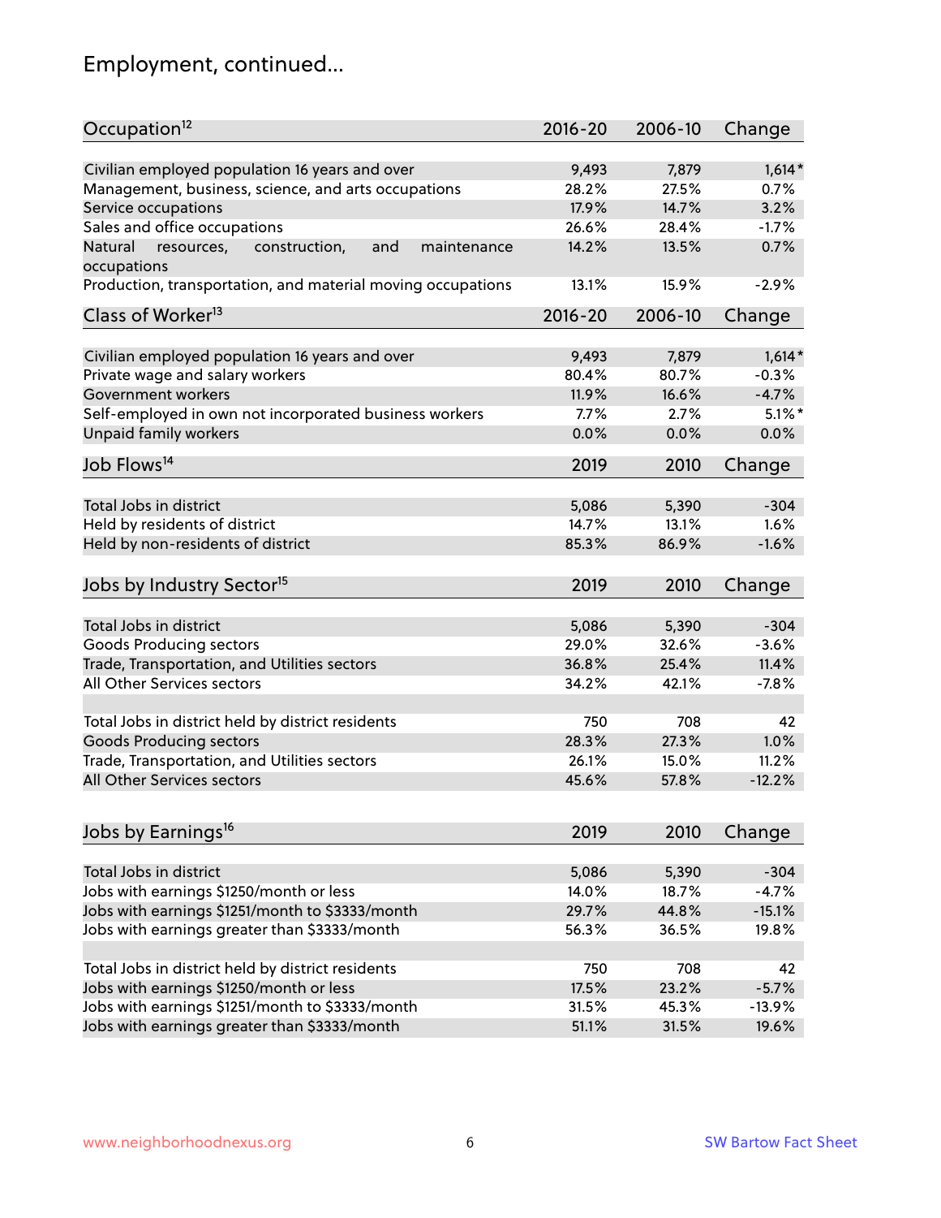## Employment, continued...

| Occupation[12] | 2016-20 | 2006-10 | Change |
|---|---|---|---|
| Civilian employed population 16 years and over | 9,493 | 7,879 | 1,614* |
| Management, business, science, and arts occupations | 28.2% | 27.5% | 0.7% |
| Service occupations | 17.9% | 14.7% | 3.2% |
| Sales and office occupations | 26.6% | 28.4% | -1.7% |
| Natural resources, construction, and maintenance occupations | 14.2% | 13.5% | 0.7% |
| Production, transportation, and material moving occupations | 13.1% | 15.9% | -2.9% |

| Class of Worker[13] | 2016-20 | 2006-10 | Change |
|---|---|---|---|
| Civilian employed population 16 years and over | 9,493 | 7,879 | 1,614* |
| Private wage and salary workers | 80.4% | 80.7% | -0.3% |
| Government workers | 11.9% | 16.6% | -4.7% |
| Self-employed in own not incorporated business workers | 7.7% | 2.7% | 5.1%* |
| Unpaid family workers | 0.0% | 0.0% | 0.0% |

| Job Flows[14] | 2019 | 2010 | Change |
|---|---|---|---|
| Total Jobs in district | 5,086 | 5,390 | -304 |
| Held by residents of district | 14.7% | 13.1% | 1.6% |
| Held by non-residents of district | 85.3% | 86.9% | -1.6% |

| Jobs by Industry Sector[15] | 2019 | 2010 | Change |
|---|---|---|---|
| Total Jobs in district | 5,086 | 5,390 | -304 |
| Goods Producing sectors | 29.0% | 32.6% | -3.6% |
| Trade, Transportation, and Utilities sectors | 36.8% | 25.4% | 11.4% |
| All Other Services sectors | 34.2% | 42.1% | -7.8% |
| | | | |
| Total Jobs in district held by district residents | 750 | 708 | 42 |
| Goods Producing sectors | 28.3% | 27.3% | 1.0% |
| Trade, Transportation, and Utilities sectors | 26.1% | 15.0% | 11.2% |
| All Other Services sectors | 45.6% | 57.8% | -12.2% |

| Jobs by Earnings[16] | 2019 | 2010 | Change |
|---|---|---|---|
| Total Jobs in district | 5,086 | 5,390 | -304 |
| Jobs with earnings $1250/month or less | 14.0% | 18.7% | -4.7% |
| Jobs with earnings $1251/month to $3333/month | 29.7% | 44.8% | -15.1% |
| Jobs with earnings greater than $3333/month | 56.3% | 36.5% | 19.8% |
| | | | |
| Total Jobs in district held by district residents | 750 | 708 | 42 |
| Jobs with earnings $1250/month or less | 17.5% | 23.2% | -5.7% |
| Jobs with earnings $1251/month to $3333/month | 31.5% | 45.3% | -13.9% |
| Jobs with earnings greater than $3333/month | 51.1% | 31.5% | 19.6% |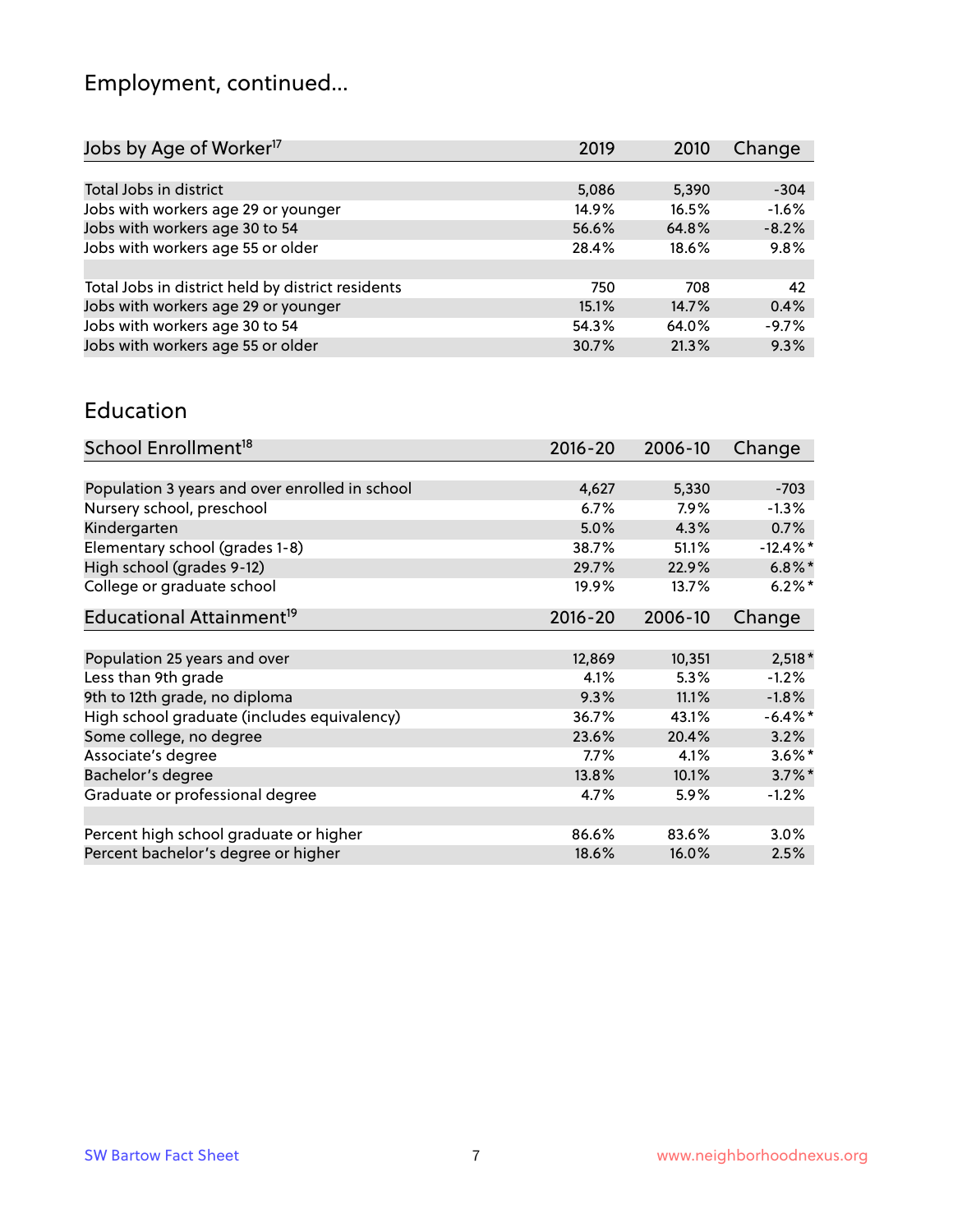## Employment, continued...

| Jobs by Age of Worker[17] | 2019 | 2010 | Change |
|---|---|---|---|
| Total Jobs in district | 5,086 | 5,390 | -304 |
| Jobs with workers age 29 or younger | 14.9% | 16.5% | -1.6% |
| Jobs with workers age 30 to 54 | 56.6% | 64.8% | -8.2% |
| Jobs with workers age 55 or older | 28.4% | 18.6% | 9.8% |
| | | | |
| Total Jobs in district held by district residents | 750 | 708 | 42 |
| Jobs with workers age 29 or younger | 15.1% | 14.7% | 0.4% |
| Jobs with workers age 30 to 54 | 54.3% | 64.0% | -9.7% |
| Jobs with workers age 55 or older | 30.7% | 21.3% | 9.3% |

## Education

| School Enrollment[18] | 2016-20 | 2006-10 | Change |
|---|---|---|---|
| Population 3 years and over enrolled in school | 4,627 | 5,330 | -703 |
| Nursery school, preschool | 6.7% | 7.9% | -1.3% |
| Kindergarten | 5.0% | 4.3% | 0.7% |
| Elementary school (grades 1-8) | 38.7% | 51.1% | -12.4%* |
| High school (grades 9-12) | 29.7% | 22.9% | 6.8%* |
| College or graduate school | 19.9% | 13.7% | 6.2%* |

| Educational Attainment[19] | 2016-20 | 2006-10 | Change |
|---|---|---|---|
| Population 25 years and over | 12,869 | 10,351 | 2,518* |
| Less than 9th grade | 4.1% | 5.3% | -1.2% |
| 9th to 12th grade, no diploma | 9.3% | 11.1% | -1.8% |
| High school graduate (includes equivalency) | 36.7% | 43.1% | -6.4%* |
| Some college, no degree | 23.6% | 20.4% | 3.2% |
| Associate's degree | 7.7% | 4.1% | 3.6%* |
| Bachelor's degree | 13.8% | 10.1% | 3.7%* |
| Graduate or professional degree | 4.7% | 5.9% | -1.2% |
| | | | |
| Percent high school graduate or higher | 86.6% | 83.6% | 3.0% |
| Percent bachelor's degree or higher | 18.6% | 16.0% | 2.5% |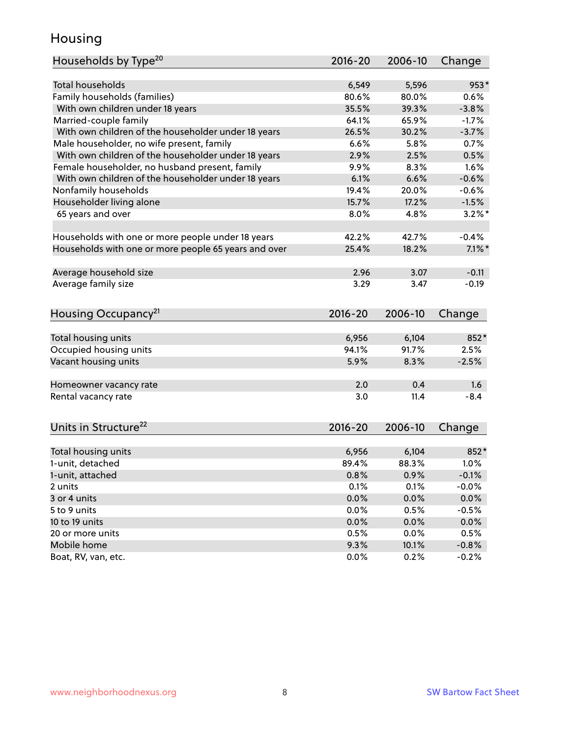# Housing

| Households by Type[20] | 2016-20 | 2006-10 | Change |
|---|---|---|---|
| Total households | 6,549 | 5,596 | 953* |
| Family households (families) | 80.6% | 80.0% | 0.6% |
| With own children under 18 years | 35.5% | 39.3% | -3.8% |
| Married-couple family | 64.1% | 65.9% | -1.7% |
| With own children of the householder under 18 years | 26.5% | 30.2% | -3.7% |
| Male householder, no wife present, family | 6.6% | 5.8% | 0.7% |
| With own children of the householder under 18 years | 2.9% | 2.5% | 0.5% |
| Female householder, no husband present, family | 9.9% | 8.3% | 1.6% |
| With own children of the householder under 18 years | 6.1% | 6.6% | -0.6% |
| Nonfamily households | 19.4% | 20.0% | -0.6% |
| Householder living alone | 15.7% | 17.2% | -1.5% |
| 65 years and over | 8.0% | 4.8% | 3.2%* |
| | | | |
| Households with one or more people under 18 years | 42.2% | 42.7% | -0.4% |
| Households with one or more people 65 years and over | 25.4% | 18.2% | 7.1%* |
| | | | |
| Average household size | 2.96 | 3.07 | -0.11 |
| Average family size | 3.29 | 3.47 | -0.19 |

| Housing Occupancy[21] | 2016-20 | 2006-10 | Change |
|---|---|---|---|
| Total housing units | 6,956 | 6,104 | 852* |
| Occupied housing units | 94.1% | 91.7% | 2.5% |
| Vacant housing units | 5.9% | 8.3% | -2.5% |
| | | | |
| Homeowner vacancy rate | 2.0 | 0.4 | 1.6 |
| Rental vacancy rate | 3.0 | 11.4 | -8.4 |

| Units in Structure[22] | 2016-20 | 2006-10 | Change |
|---|---|---|---|
| Total housing units | 6,956 | 6,104 | 852* |
| 1-unit, detached | 89.4% | 88.3% | 1.0% |
| 1-unit, attached | 0.8% | 0.9% | -0.1% |
| 2 units | 0.1% | 0.1% | -0.0% |
| 3 or 4 units | 0.0% | 0.0% | 0.0% |
| 5 to 9 units | 0.0% | 0.5% | -0.5% |
| 10 to 19 units | 0.0% | 0.0% | 0.0% |
| 20 or more units | 0.5% | 0.0% | 0.5% |
| Mobile home | 9.3% | 10.1% | -0.8% |
| Boat, RV, van, etc. | 0.0% | 0.2% | -0.2% |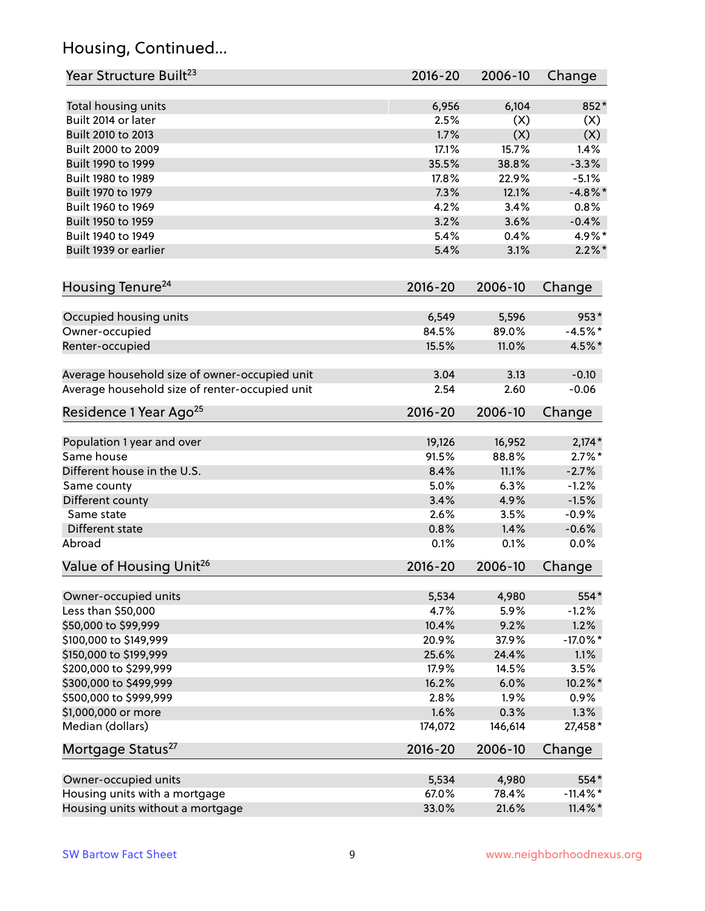## Housing, Continued...

| Year Structure Built[23] | 2016-20 | 2006-10 | Change |
|---|---|---|---|
| Total housing units | 6,956 | 6,104 | 852* |
| Built 2014 or later | 2.5% | (X) | (X) |
| Built 2010 to 2013 | 1.7% | (X) | (X) |
| Built 2000 to 2009 | 17.1% | 15.7% | 1.4% |
| Built 1990 to 1999 | 35.5% | 38.8% | -3.3% |
| Built 1980 to 1989 | 17.8% | 22.9% | -5.1% |
| Built 1970 to 1979 | 7.3% | 12.1% | -4.8%* |
| Built 1960 to 1969 | 4.2% | 3.4% | 0.8% |
| Built 1950 to 1959 | 3.2% | 3.6% | -0.4% |
| Built 1940 to 1949 | 5.4% | 0.4% | 4.9%* |
| Built 1939 or earlier | 5.4% | 3.1% | 2.2%* |

| Housing Tenure[24] | 2016-20 | 2006-10 | Change |
|---|---|---|---|
| Occupied housing units | 6,549 | 5,596 | 953* |
| Owner-occupied | 84.5% | 89.0% | -4.5%* |
| Renter-occupied | 15.5% | 11.0% | 4.5%* |
| Average household size of owner-occupied unit | 3.04 | 3.13 | -0.10 |
| Average household size of renter-occupied unit | 2.54 | 2.60 | -0.06 |

| Residence 1 Year Ago[25] | 2016-20 | 2006-10 | Change |
|---|---|---|---|
| Population 1 year and over | 19,126 | 16,952 | 2,174* |
| Same house | 91.5% | 88.8% | 2.7%* |
| Different house in the U.S. | 8.4% | 11.1% | -2.7% |
| Same county | 5.0% | 6.3% | -1.2% |
| Different county | 3.4% | 4.9% | -1.5% |
| Same state | 2.6% | 3.5% | -0.9% |
| Different state | 0.8% | 1.4% | -0.6% |
| Abroad | 0.1% | 0.1% | 0.0% |

| Value of Housing Unit[26] | 2016-20 | 2006-10 | Change |
|---|---|---|---|
| Owner-occupied units | 5,534 | 4,980 | 554* |
| Less than $50,000 | 4.7% | 5.9% | -1.2% |
| $50,000 to $99,999 | 10.4% | 9.2% | 1.2% |
| $100,000 to $149,999 | 20.9% | 37.9% | -17.0%* |
| $150,000 to $199,999 | 25.6% | 24.4% | 1.1% |
| $200,000 to $299,999 | 17.9% | 14.5% | 3.5% |
| $300,000 to $499,999 | 16.2% | 6.0% | 10.2%* |
| $500,000 to $999,999 | 2.8% | 1.9% | 0.9% |
| $1,000,000 or more | 1.6% | 0.3% | 1.3% |
| Median (dollars) | 174,072 | 146,614 | 27,458* |

| Mortgage Status[27] | 2016-20 | 2006-10 | Change |
|---|---|---|---|
| Owner-occupied units | 5,534 | 4,980 | 554* |
| Housing units with a mortgage | 67.0% | 78.4% | -11.4%* |
| Housing units without a mortgage | 33.0% | 21.6% | 11.4%* |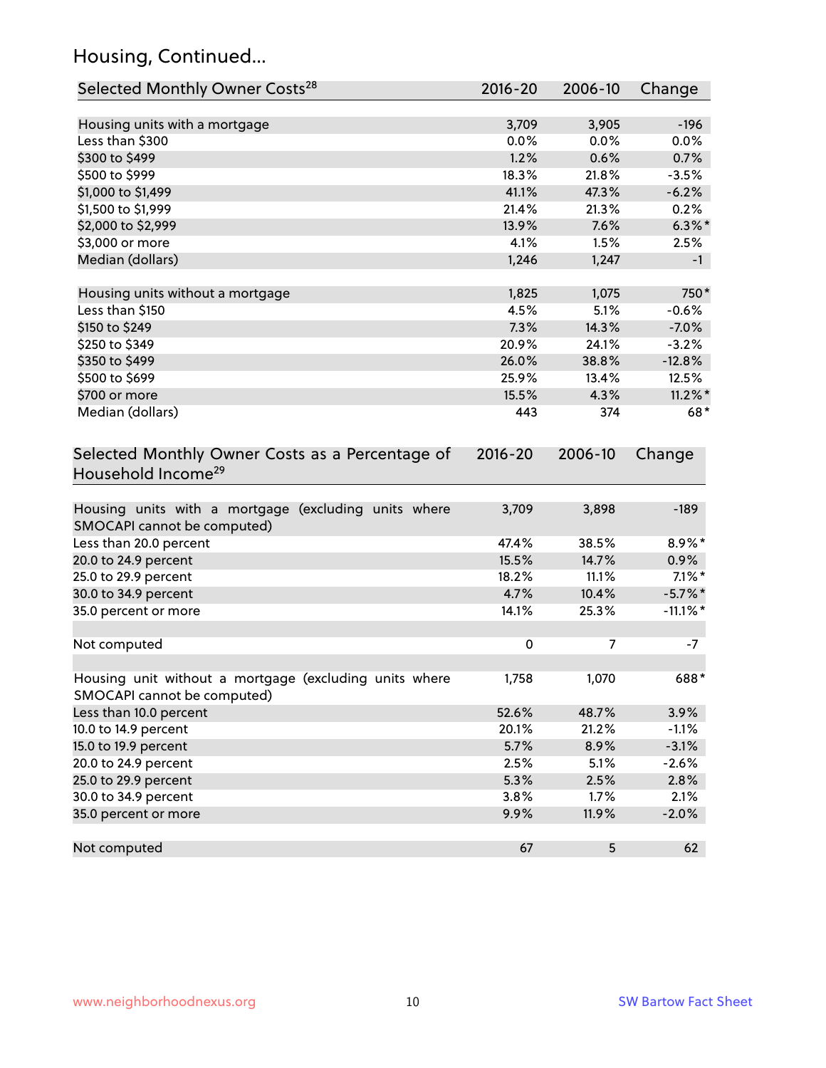## Housing, Continued...

| Selected Monthly Owner Costs[28] | 2016-20 | 2006-10 | Change |
|---|---|---|---|
| Housing units with a mortgage | 3,709 | 3,905 | -196 |
| Less than $300 | 0.0% | 0.0% | 0.0% |
| $300 to $499 | 1.2% | 0.6% | 0.7% |
| $500 to $999 | 18.3% | 21.8% | -3.5% |
| $1,000 to $1,499 | 41.1% | 47.3% | -6.2% |
| $1,500 to $1,999 | 21.4% | 21.3% | 0.2% |
| $2,000 to $2,999 | 13.9% | 7.6% | 6.3%* |
| $3,000 or more | 4.1% | 1.5% | 2.5% |
| Median (dollars) | 1,246 | 1,247 | -1 |
| | | | |
| Housing units without a mortgage | 1,825 | 1,075 | 750* |
| Less than $150 | 4.5% | 5.1% | -0.6% |
| $150 to $249 | 7.3% | 14.3% | -7.0% |
| $250 to $349 | 20.9% | 24.1% | -3.2% |
| $350 to $499 | 26.0% | 38.8% | -12.8% |
| $500 to $699 | 25.9% | 13.4% | 12.5% |
| $700 or more | 15.5% | 4.3% | 11.2%* |
| Median (dollars) | 443 | 374 | 68* |

| Selected Monthly Owner Costs as a Percentage of Household Income[29] | 2016-20 | 2006-10 | Change |
|---|---|---|---|
| Housing units with a mortgage (excluding units where SMOCAPI cannot be computed) | 3,709 | 3,898 | -189 |
| Less than 20.0 percent | 47.4% | 38.5% | 8.9%* |
| 20.0 to 24.9 percent | 15.5% | 14.7% | 0.9% |
| 25.0 to 29.9 percent | 18.2% | 11.1% | 7.1%* |
| 30.0 to 34.9 percent | 4.7% | 10.4% | -5.7%* |
| 35.0 percent or more | 14.1% | 25.3% | -11.1%* |
| | | | |
| Not computed | 0 | 7 | -7 |
| | | | |
| Housing unit without a mortgage (excluding units where SMOCAPI cannot be computed) | 1,758 | 1,070 | 688* |
| Less than 10.0 percent | 52.6% | 48.7% | 3.9% |
| 10.0 to 14.9 percent | 20.1% | 21.2% | -1.1% |
| 15.0 to 19.9 percent | 5.7% | 8.9% | -3.1% |
| 20.0 to 24.9 percent | 2.5% | 5.1% | -2.6% |
| 25.0 to 29.9 percent | 5.3% | 2.5% | 2.8% |
| 30.0 to 34.9 percent | 3.8% | 1.7% | 2.1% |
| 35.0 percent or more | 9.9% | 11.9% | -2.0% |
| | | | |
| Not computed | 67 | 5 | 62 |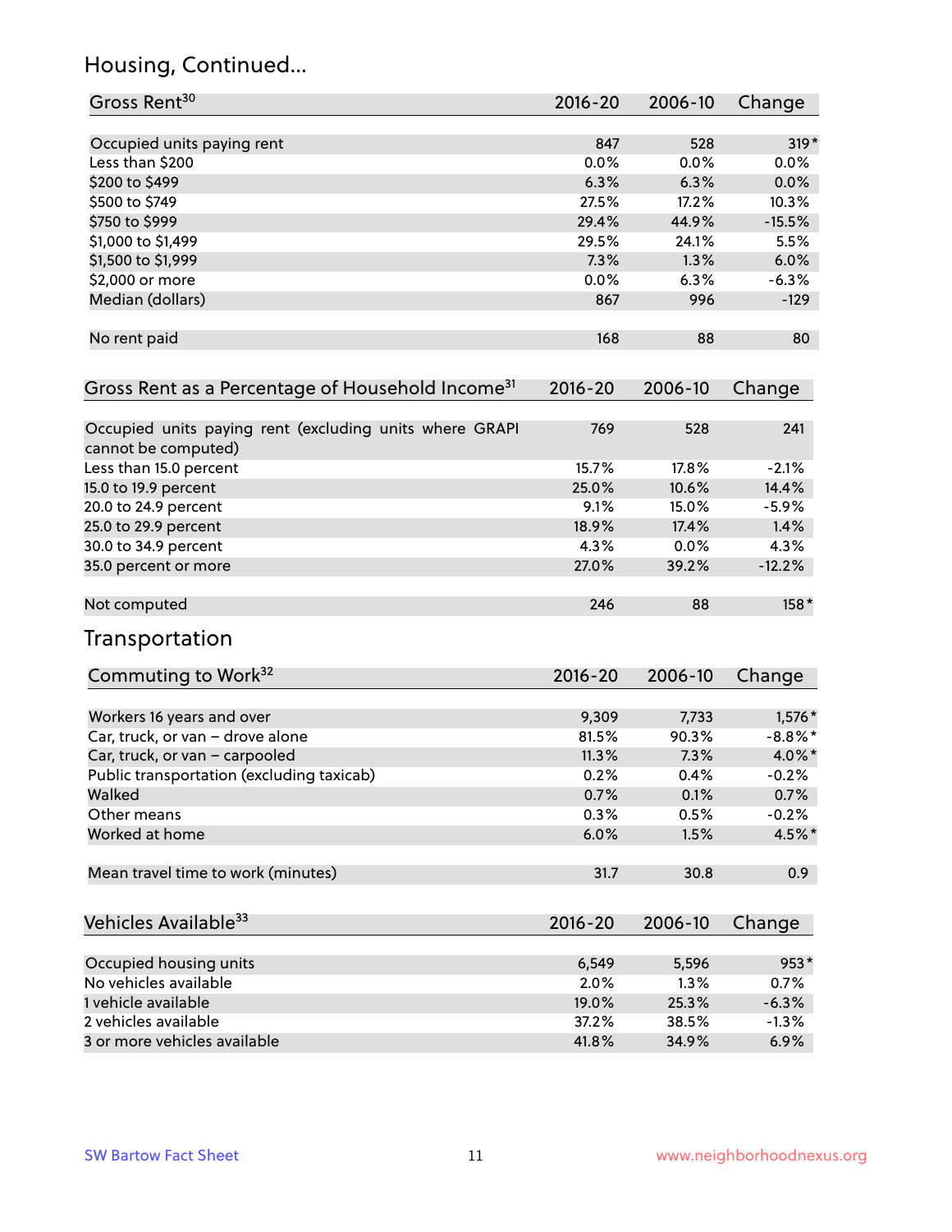## Housing, Continued...

| Gross Rent[30] | 2016-20 | 2006-10 | Change |
|---|---|---|---|
| Occupied units paying rent | 847 | 528 | 319* |
| Less than $200 | 0.0% | 0.0% | 0.0% |
| $200 to $499 | 6.3% | 6.3% | 0.0% |
| $500 to $749 | 27.5% | 17.2% | 10.3% |
| $750 to $999 | 29.4% | 44.9% | -15.5% |
| $1,000 to $1,499 | 29.5% | 24.1% | 5.5% |
| $1,500 to $1,999 | 7.3% | 1.3% | 6.0% |
| $2,000 or more | 0.0% | 6.3% | -6.3% |
| Median (dollars) | 867 | 996 | -129 |
| No rent paid | 168 | 88 | 80 |

| Gross Rent as a Percentage of Household Income[31] | 2016-20 | 2006-10 | Change |
|---|---|---|---|
| Occupied units paying rent (excluding units where GRAPI cannot be computed) | 769 | 528 | 241 |
| Less than 15.0 percent | 15.7% | 17.8% | -2.1% |
| 15.0 to 19.9 percent | 25.0% | 10.6% | 14.4% |
| 20.0 to 24.9 percent | 9.1% | 15.0% | -5.9% |
| 25.0 to 29.9 percent | 18.9% | 17.4% | 1.4% |
| 30.0 to 34.9 percent | 4.3% | 0.0% | 4.3% |
| 35.0 percent or more | 27.0% | 39.2% | -12.2% |
| Not computed | 246 | 88 | 158* |

## Transportation

| Commuting to Work[32] | 2016-20 | 2006-10 | Change |
|---|---|---|---|
| Workers 16 years and over | 9,309 | 7,733 | 1,576* |
| Car, truck, or van – drove alone | 81.5% | 90.3% | -8.8%* |
| Car, truck, or van – carpooled | 11.3% | 7.3% | 4.0%* |
| Public transportation (excluding taxicab) | 0.2% | 0.4% | -0.2% |
| Walked | 0.7% | 0.1% | 0.7% |
| Other means | 0.3% | 0.5% | -0.2% |
| Worked at home | 6.0% | 1.5% | 4.5%* |
| Mean travel time to work (minutes) | 31.7 | 30.8 | 0.9 |

| Vehicles Available[33] | 2016-20 | 2006-10 | Change |
|---|---|---|---|
| Occupied housing units | 6,549 | 5,596 | 953* |
| No vehicles available | 2.0% | 1.3% | 0.7% |
| 1 vehicle available | 19.0% | 25.3% | -6.3% |
| 2 vehicles available | 37.2% | 38.5% | -1.3% |
| 3 or more vehicles available | 41.8% | 34.9% | 6.9% |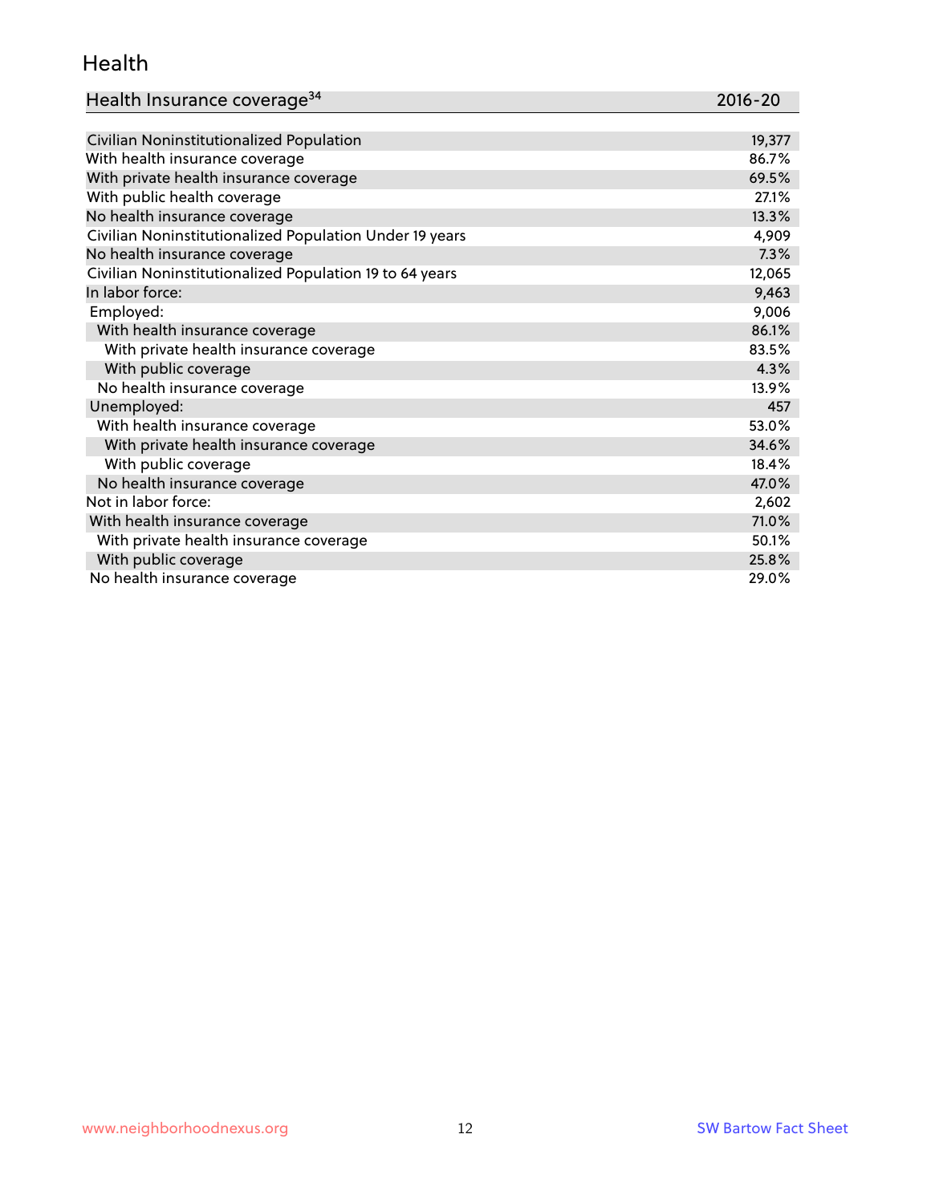## Health

| Health Insurance coverage[34] | 2016-20 |
|---|---|
| Civilian Noninstitutionalized Population | 19,377 |
| With health insurance coverage | 86.7% |
| With private health insurance coverage | 69.5% |
| With public health coverage | 27.1% |
| No health insurance coverage | 13.3% |
| Civilian Noninstitutionalized Population Under 19 years | 4,909 |
| No health insurance coverage | 7.3% |
| Civilian Noninstitutionalized Population 19 to 64 years | 12,065 |
| In labor force: | 9,463 |
| Employed: | 9,006 |
| With health insurance coverage | 86.1% |
| With private health insurance coverage | 83.5% |
| With public coverage | 4.3% |
| No health insurance coverage | 13.9% |
| Unemployed: | 457 |
| With health insurance coverage | 53.0% |
| With private health insurance coverage | 34.6% |
| With public coverage | 18.4% |
| No health insurance coverage | 47.0% |
| Not in labor force: | 2,602 |
| With health insurance coverage | 71.0% |
| With private health insurance coverage | 50.1% |
| With public coverage | 25.8% |
| No health insurance coverage | 29.0% |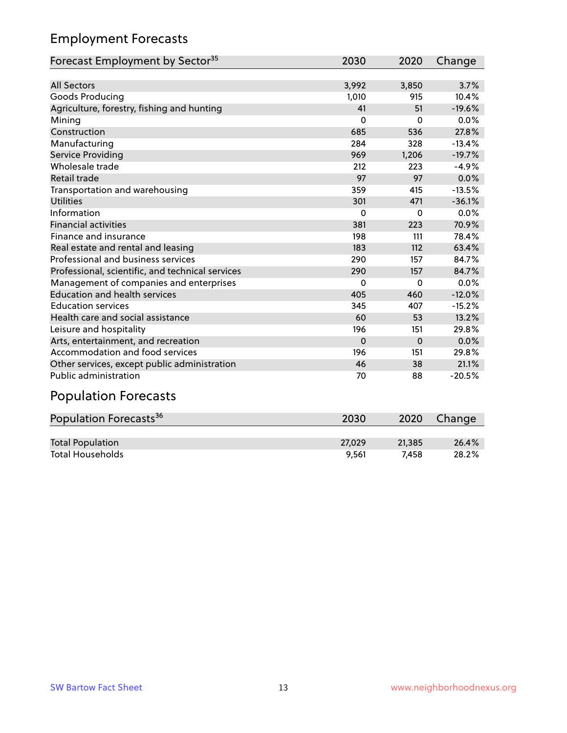## Employment Forecasts

| Forecast Employment by Sector[35] | 2030 | 2020 | Change |
|---|---|---|---|
| All Sectors | 3,992 | 3,850 | 3.7% |
| Goods Producing | 1,010 | 915 | 10.4% |
| Agriculture, forestry, fishing and hunting | 41 | 51 | -19.6% |
| Mining | 0 | 0 | 0.0% |
| Construction | 685 | 536 | 27.8% |
| Manufacturing | 284 | 328 | -13.4% |
| Service Providing | 969 | 1,206 | -19.7% |
| Wholesale trade | 212 | 223 | -4.9% |
| Retail trade | 97 | 97 | 0.0% |
| Transportation and warehousing | 359 | 415 | -13.5% |
| Utilities | 301 | 471 | -36.1% |
| Information | 0 | 0 | 0.0% |
| Financial activities | 381 | 223 | 70.9% |
| Finance and insurance | 198 | 111 | 78.4% |
| Real estate and rental and leasing | 183 | 112 | 63.4% |
| Professional and business services | 290 | 157 | 84.7% |
| Professional, scientific, and technical services | 290 | 157 | 84.7% |
| Management of companies and enterprises | 0 | 0 | 0.0% |
| Education and health services | 405 | 460 | -12.0% |
| Education services | 345 | 407 | -15.2% |
| Health care and social assistance | 60 | 53 | 13.2% |
| Leisure and hospitality | 196 | 151 | 29.8% |
| Arts, entertainment, and recreation | 0 | 0 | 0.0% |
| Accommodation and food services | 196 | 151 | 29.8% |
| Other services, except public administration | 46 | 38 | 21.1% |
| Public administration | 70 | 88 | -20.5% |

## Population Forecasts

| Population Forecasts[36] | 2030 | 2020 | Change |
|---|---|---|---|
| Total Population | 27,029 | 21,385 | 26.4% |
| Total Households | 9,561 | 7,458 | 28.2% |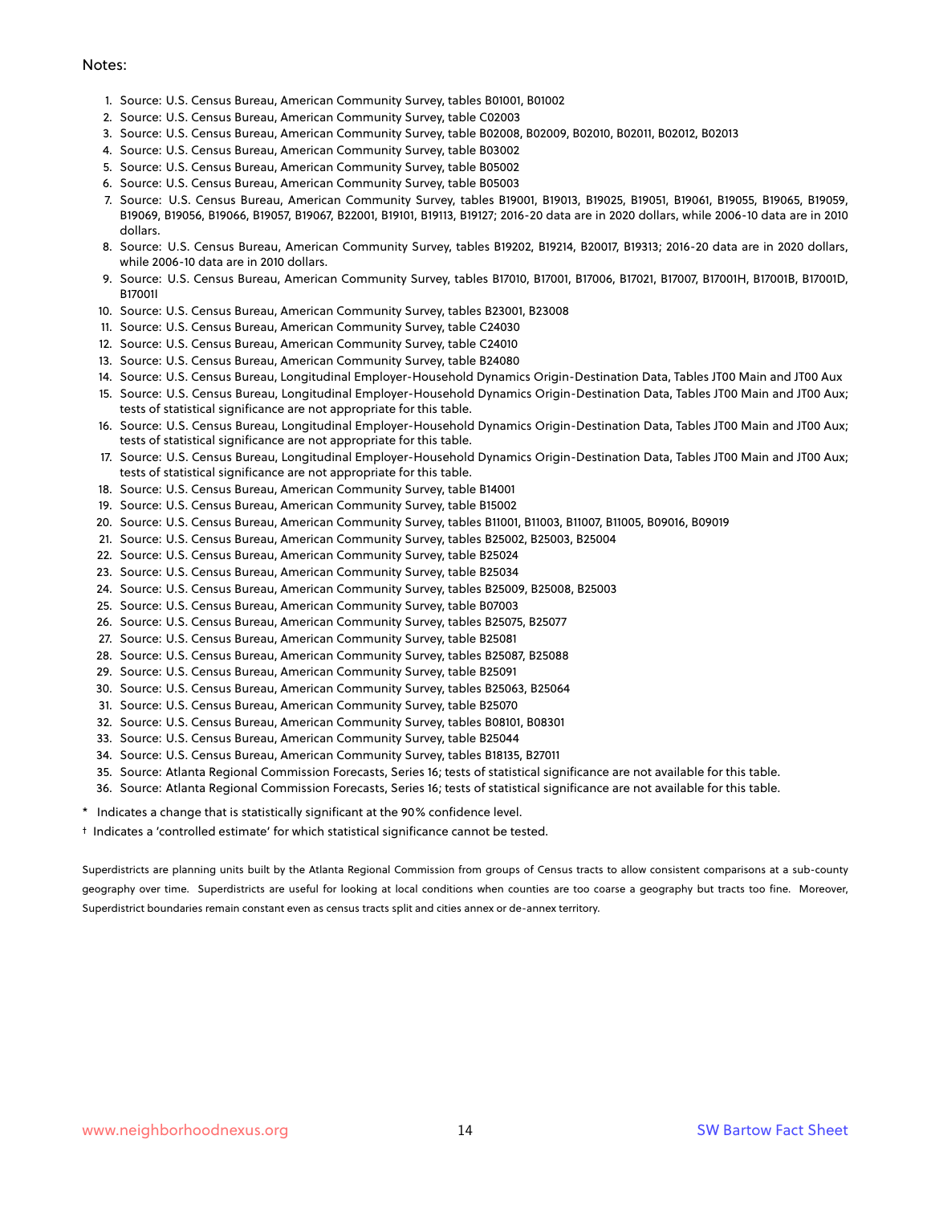Notes:

1. Source: U.S. Census Bureau, American Community Survey, tables B01001, B01002
2. Source: U.S. Census Bureau, American Community Survey, table C02003
3. Source: U.S. Census Bureau, American Community Survey, table B02008, B02009, B02010, B02011, B02012, B02013
4. Source: U.S. Census Bureau, American Community Survey, table B03002
5. Source: U.S. Census Bureau, American Community Survey, table B05002
6. Source: U.S. Census Bureau, American Community Survey, table B05003
7. Source: U.S. Census Bureau, American Community Survey, tables B19001, B19013, B19025, B19051, B19061, B19055, B19065, B19059, B19069, B19056, B19066, B19057, B19067, B22001, B19101, B19113, B19127; 2016-20 data are in 2020 dollars, while 2006-10 data are in 2010 dollars.
8. Source: U.S. Census Bureau, American Community Survey, tables B19202, B19214, B20017, B19313; 2016-20 data are in 2020 dollars, while 2006-10 data are in 2010 dollars.
9. Source: U.S. Census Bureau, American Community Survey, tables B17010, B17001, B17006, B17021, B17007, B17001H, B17001B, B17001D, B17001I
10. Source: U.S. Census Bureau, American Community Survey, tables B23001, B23008
11. Source: U.S. Census Bureau, American Community Survey, table C24030
12. Source: U.S. Census Bureau, American Community Survey, table C24010
13. Source: U.S. Census Bureau, American Community Survey, table B24080
14. Source: U.S. Census Bureau, Longitudinal Employer-Household Dynamics Origin-Destination Data, Tables JT00 Main and JT00 Aux
15. Source: U.S. Census Bureau, Longitudinal Employer-Household Dynamics Origin-Destination Data, Tables JT00 Main and JT00 Aux; tests of statistical significance are not appropriate for this table.
16. Source: U.S. Census Bureau, Longitudinal Employer-Household Dynamics Origin-Destination Data, Tables JT00 Main and JT00 Aux; tests of statistical significance are not appropriate for this table.
17. Source: U.S. Census Bureau, Longitudinal Employer-Household Dynamics Origin-Destination Data, Tables JT00 Main and JT00 Aux; tests of statistical significance are not appropriate for this table.
18. Source: U.S. Census Bureau, American Community Survey, table B14001
19. Source: U.S. Census Bureau, American Community Survey, table B15002
20. Source: U.S. Census Bureau, American Community Survey, tables B11001, B11003, B11007, B11005, B09016, B09019
21. Source: U.S. Census Bureau, American Community Survey, tables B25002, B25003, B25004
22. Source: U.S. Census Bureau, American Community Survey, table B25024
23. Source: U.S. Census Bureau, American Community Survey, table B25034
24. Source: U.S. Census Bureau, American Community Survey, tables B25009, B25008, B25003
25. Source: U.S. Census Bureau, American Community Survey, table B07003
26. Source: U.S. Census Bureau, American Community Survey, tables B25075, B25077
27. Source: U.S. Census Bureau, American Community Survey, table B25081
28. Source: U.S. Census Bureau, American Community Survey, tables B25087, B25088
29. Source: U.S. Census Bureau, American Community Survey, table B25091
30. Source: U.S. Census Bureau, American Community Survey, tables B25063, B25064
31. Source: U.S. Census Bureau, American Community Survey, table B25070
32. Source: U.S. Census Bureau, American Community Survey, tables B08101, B08301
33. Source: U.S. Census Bureau, American Community Survey, table B25044
34. Source: U.S. Census Bureau, American Community Survey, tables B18135, B27011
35. Source: Atlanta Regional Commission Forecasts, Series 16; tests of statistical significance are not available for this table.
36. Source: Atlanta Regional Commission Forecasts, Series 16; tests of statistical significance are not available for this table.

\* Indicates a change that is statistically significant at the 90% confidence level.

† Indicates a 'controlled estimate' for which statistical significance cannot be tested.

Superdistricts are planning units built by the Atlanta Regional Commission from groups of Census tracts to allow consistent comparisons at a sub-county geography over time. Superdistricts are useful for looking at local conditions when counties are too coarse a geography but tracts too fine. Moreover, Superdistrict boundaries remain constant even as census tracts split and cities annex or de-annex territory.